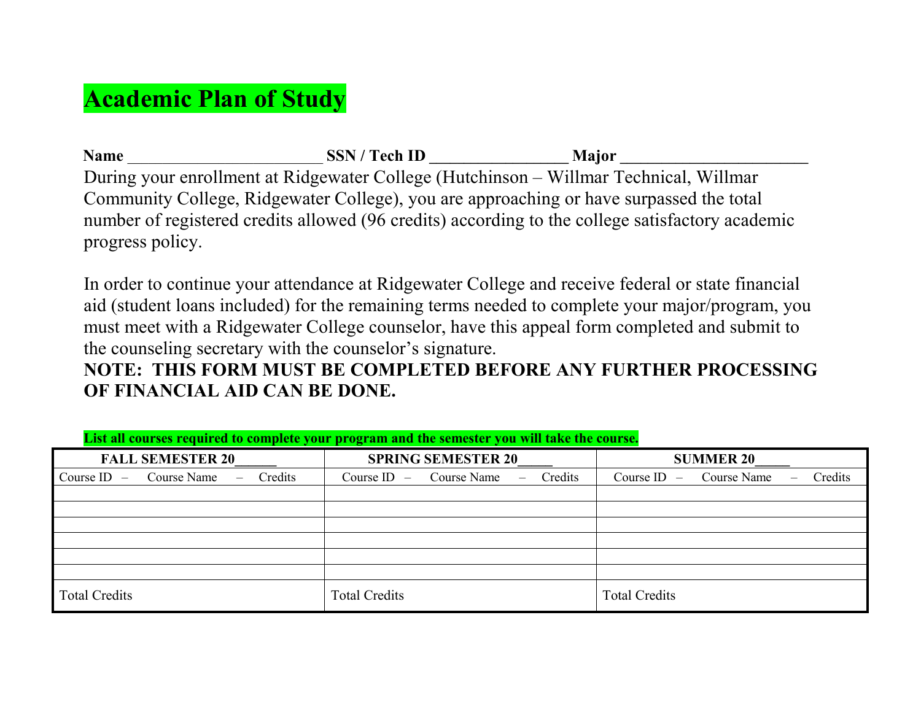# Academic Plan of Study

**Name** ________________________ **SSN / Tech ID** _________________ **Major** _______________________

During your enrollment at Ridgewater College (Hutchinson – Willmar Technical, Willmar Community College, Ridgewater College), you are approaching or have surpassed the total number of registered credits allowed (96 credits) according to the college satisfactory academic progress policy.

In order to continue your attendance at Ridgewater College and receive federal or state financial aid (student loans included) for the remaining terms needed to complete your major/program, you must meet with a Ridgewater College counselor, have this appeal form completed and submit to the counseling secretary with the counselor's signature.

**NOTE: THIS FORM MUST BE COMPLETED BEFORE ANY FURTHER PROCESSING OF FINANCIAL AID CAN BE DONE.**

**List all courses required to complete your program and the semester you will take the course.**

| FALL SEMESTER 20______ | SPRING SEMESTER 20_____ | SUMMER 20_____ |
|---|---|---|
| Course ID – Course Name – Credits | Course ID – Course Name – Credits | Course ID – Course Name – Credits |
| | | |
| | | |
| | | |
| | | |
| | | |
| | | |
| Total Credits | Total Credits | Total Credits |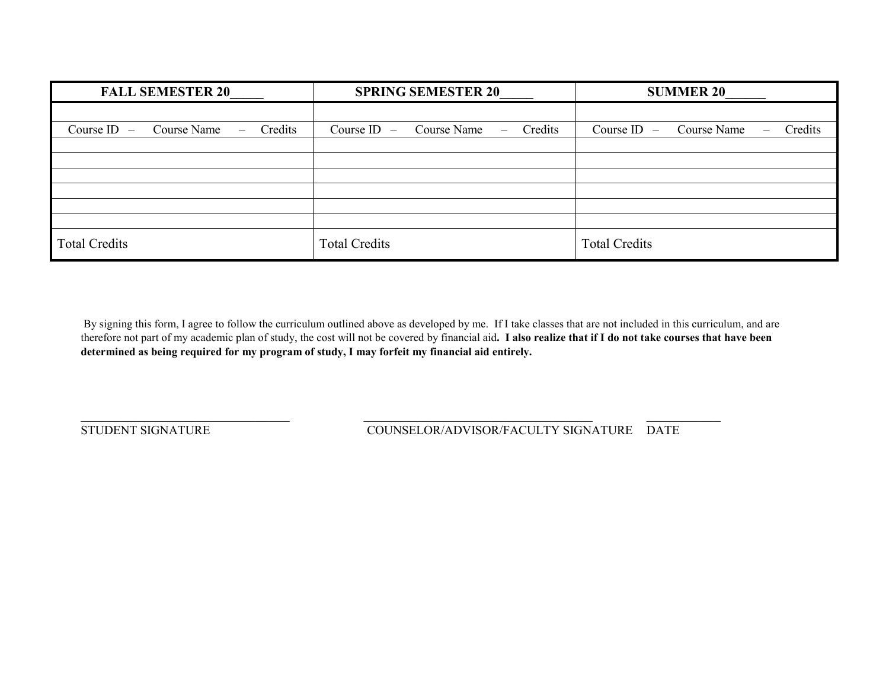| FALL SEMESTER 20_____ | SPRING SEMESTER 20_____ | SUMMER 20______ |
|---|---|---|
| | | |
| Course ID – Course Name – Credits | Course ID – Course Name – Credits | Course ID – Course Name – Credits |
| | | |
| | | |
| | | |
| | | |
| | | |
| | | |
| Total Credits | Total Credits | Total Credits |

By signing this form, I agree to follow the curriculum outlined above as developed by me. If I take classes that are not included in this curriculum, and are therefore not part of my academic plan of study, the cost will not be covered by financial aid. **I also realize that if I do not take courses that have been determined as being required for my program of study, I may forfeit my financial aid entirely.**

___________________________________ STUDENT SIGNATURE

______________________________________ COUNSELOR/ADVISOR/FACULTY SIGNATURE

____________ DATE